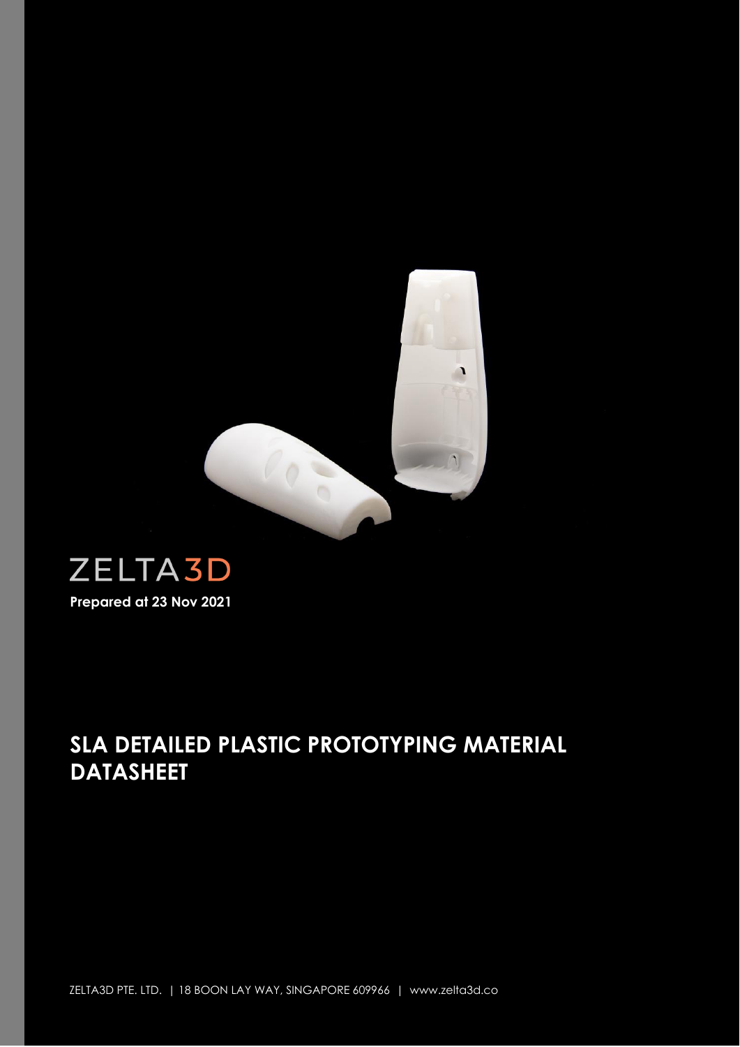ZELTA3D

**Prepared at 23 Nov 2021**

# SLA DETAILED PLASTIC PROTOTYPING MATERIAL DATASHEET

ZELTA3D PTE. LTD. | 18 BOON LAY WAY, SINGAPORE 609966 | www.zelta3d.co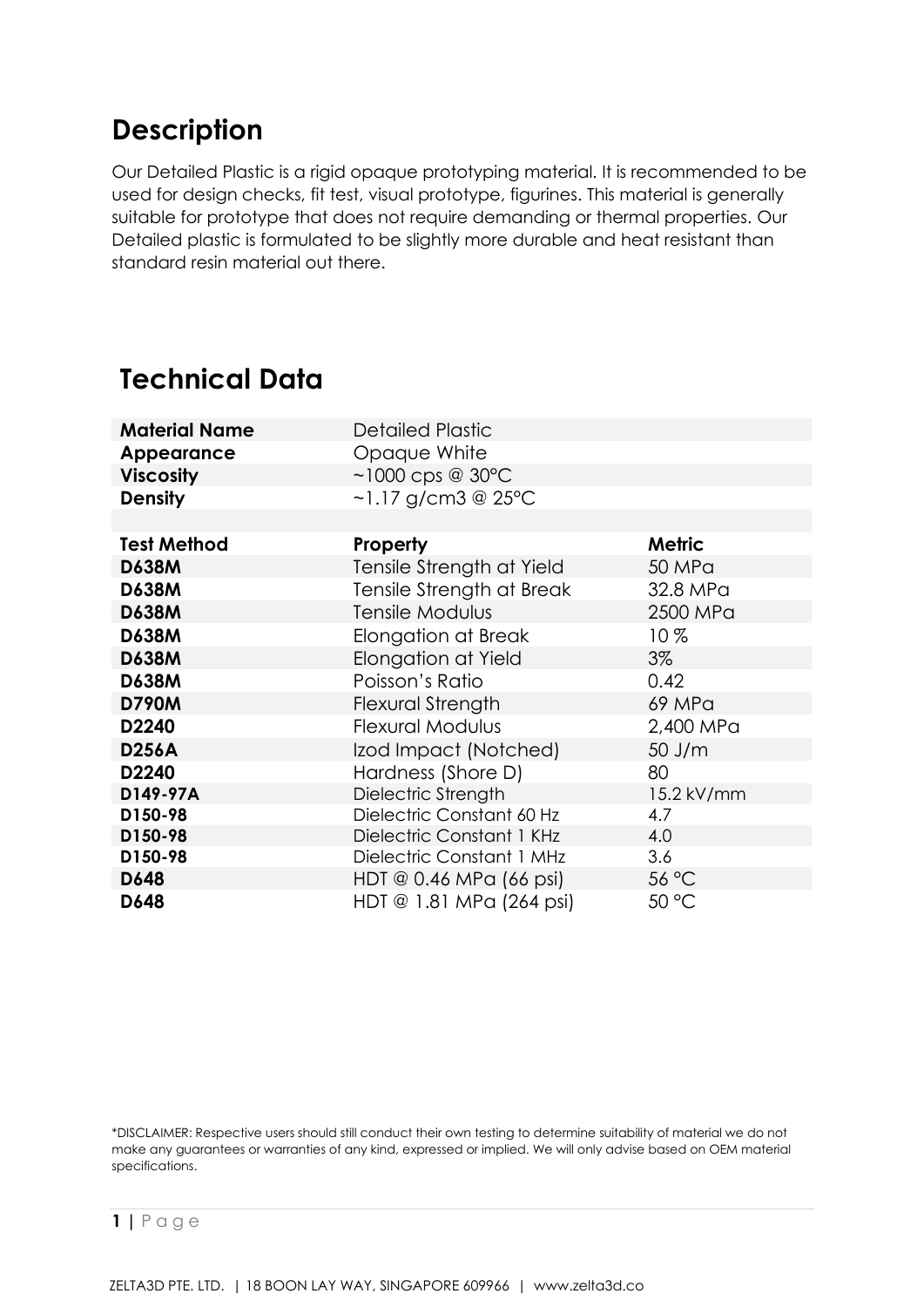## Description

Our Detailed Plastic is a rigid opaque prototyping material. It is recommended to be used for design checks, fit test, visual prototype, figurines. This material is generally suitable for prototype that does not require demanding or thermal properties. Our Detailed plastic is formulated to be slightly more durable and heat resistant than standard resin material out there.

## Technical Data

| | | |
|---|---|---|
| **Material Name** | Detailed Plastic | |
| **Appearance** | Opaque White | |
| **Viscosity** | ~1000 cps @ 30°C | |
| **Density** | ~1.17 g/cm3 @ 25°C | |
| | | |
| **Test Method** | **Property** | **Metric** |
| **D638M** | Tensile Strength at Yield | 50 MPa |
| **D638M** | Tensile Strength at Break | 32.8 MPa |
| **D638M** | Tensile Modulus | 2500 MPa |
| **D638M** | Elongation at Break | 10 % |
| **D638M** | Elongation at Yield | 3% |
| **D638M** | Poisson's Ratio | 0.42 |
| **D790M** | Flexural Strength | 69 MPa |
| **D2240** | Flexural Modulus | 2,400 MPa |
| **D256A** | Izod Impact (Notched) | 50 J/m |
| **D2240** | Hardness (Shore D) | 80 |
| **D149-97A** | Dielectric Strength | 15.2 kV/mm |
| **D150-98** | Dielectric Constant 60 Hz | 4.7 |
| **D150-98** | Dielectric Constant 1 KHz | 4.0 |
| **D150-98** | Dielectric Constant 1 MHz | 3.6 |
| **D648** | HDT @ 0.46 MPa (66 psi) | 56 °C |
| **D648** | HDT @ 1.81 MPa (264 psi) | 50 °C |

*DISCLAIMER: Respective users should still conduct their own testing to determine suitability of material we do not make any guarantees or warranties of any kind, expressed or implied. We will only advise based on OEM material specifications.

ZELTA3D PTE. LTD. | 18 BOON LAY WAY, SINGAPORE 609966 | www.zelta3d.co